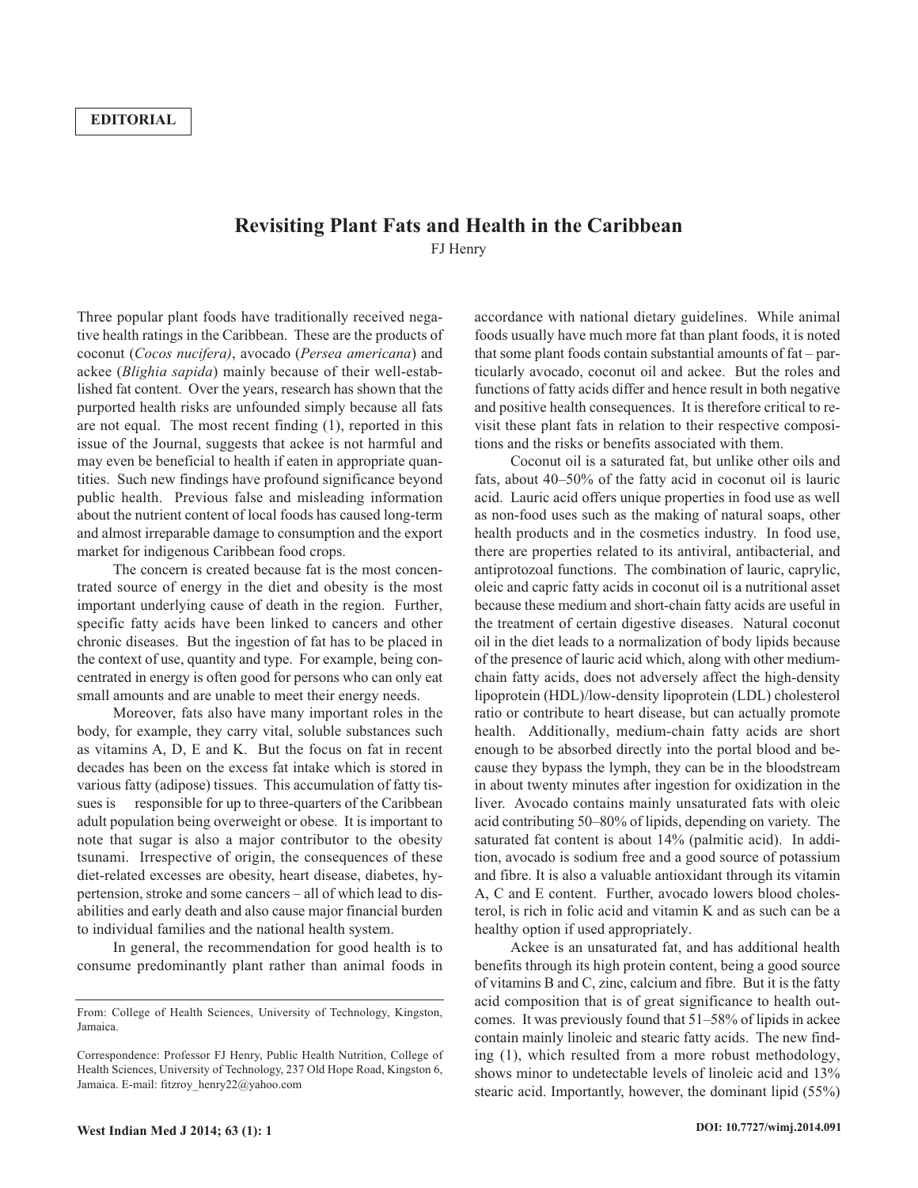**EDITORIAL**

# Revisiting Plant Fats and Health in the Caribbean

FJ Henry

Three popular plant foods have traditionally received negative health ratings in the Caribbean. These are the products of coconut (*Cocos nucifera)*, avocado (*Persea americana*) and ackee (*Blighia sapida*) mainly because of their well-established fat content. Over the years, research has shown that the purported health risks are unfounded simply because all fats are not equal. The most recent finding (1), reported in this issue of the Journal, suggests that ackee is not harmful and may even be beneficial to health if eaten in appropriate quantities. Such new findings have profound significance beyond public health. Previous false and misleading information about the nutrient content of local foods has caused long-term and almost irreparable damage to consumption and the export market for indigenous Caribbean food crops.

The concern is created because fat is the most concentrated source of energy in the diet and obesity is the most important underlying cause of death in the region. Further, specific fatty acids have been linked to cancers and other chronic diseases. But the ingestion of fat has to be placed in the context of use, quantity and type. For example, being concentrated in energy is often good for persons who can only eat small amounts and are unable to meet their energy needs.

Moreover, fats also have many important roles in the body, for example, they carry vital, soluble substances such as vitamins A, D, E and K. But the focus on fat in recent decades has been on the excess fat intake which is stored in various fatty (adipose) tissues. This accumulation of fatty tissues is responsible for up to three-quarters of the Caribbean adult population being overweight or obese. It is important to note that sugar is also a major contributor to the obesity tsunami. Irrespective of origin, the consequences of these diet-related excesses are obesity, heart disease, diabetes, hypertension, stroke and some cancers – all of which lead to disabilities and early death and also cause major financial burden to individual families and the national health system.

In general, the recommendation for good health is to consume predominantly plant rather than animal foods in accordance with national dietary guidelines. While animal foods usually have much more fat than plant foods, it is noted that some plant foods contain substantial amounts of fat – particularly avocado, coconut oil and ackee. But the roles and functions of fatty acids differ and hence result in both negative and positive health consequences. It is therefore critical to revisit these plant fats in relation to their respective compositions and the risks or benefits associated with them.

Coconut oil is a saturated fat, but unlike other oils and fats, about 40–50% of the fatty acid in coconut oil is lauric acid. Lauric acid offers unique properties in food use as well as non-food uses such as the making of natural soaps, other health products and in the cosmetics industry. In food use, there are properties related to its antiviral, antibacterial, and antiprotozoal functions. The combination of lauric, caprylic, oleic and capric fatty acids in coconut oil is a nutritional asset because these medium and short-chain fatty acids are useful in the treatment of certain digestive diseases. Natural coconut oil in the diet leads to a normalization of body lipids because of the presence of lauric acid which, along with other medium-chain fatty acids, does not adversely affect the high-density lipoprotein (HDL)/low-density lipoprotein (LDL) cholesterol ratio or contribute to heart disease, but can actually promote health. Additionally, medium-chain fatty acids are short enough to be absorbed directly into the portal blood and because they bypass the lymph, they can be in the bloodstream in about twenty minutes after ingestion for oxidization in the liver. Avocado contains mainly unsaturated fats with oleic acid contributing 50–80% of lipids, depending on variety. The saturated fat content is about 14% (palmitic acid). In addition, avocado is sodium free and a good source of potassium and fibre. It is also a valuable antioxidant through its vitamin A, C and E content. Further, avocado lowers blood cholesterol, is rich in folic acid and vitamin K and as such can be a healthy option if used appropriately.

Ackee is an unsaturated fat, and has additional health benefits through its high protein content, being a good source of vitamins B and C, zinc, calcium and fibre. But it is the fatty acid composition that is of great significance to health outcomes. It was previously found that 51–58% of lipids in ackee contain mainly linoleic and stearic fatty acids. The new finding (1), which resulted from a more robust methodology, shows minor to undetectable levels of linoleic acid and 13% stearic acid. Importantly, however, the dominant lipid (55%)

From: College of Health Sciences, University of Technology, Kingston, Jamaica.

Correspondence: Professor FJ Henry, Public Health Nutrition, College of Health Sciences, University of Technology, 237 Old Hope Road, Kingston 6, Jamaica. E-mail: fitzroy_henry22@yahoo.com

DOI: 10.7727/wimj.2014.091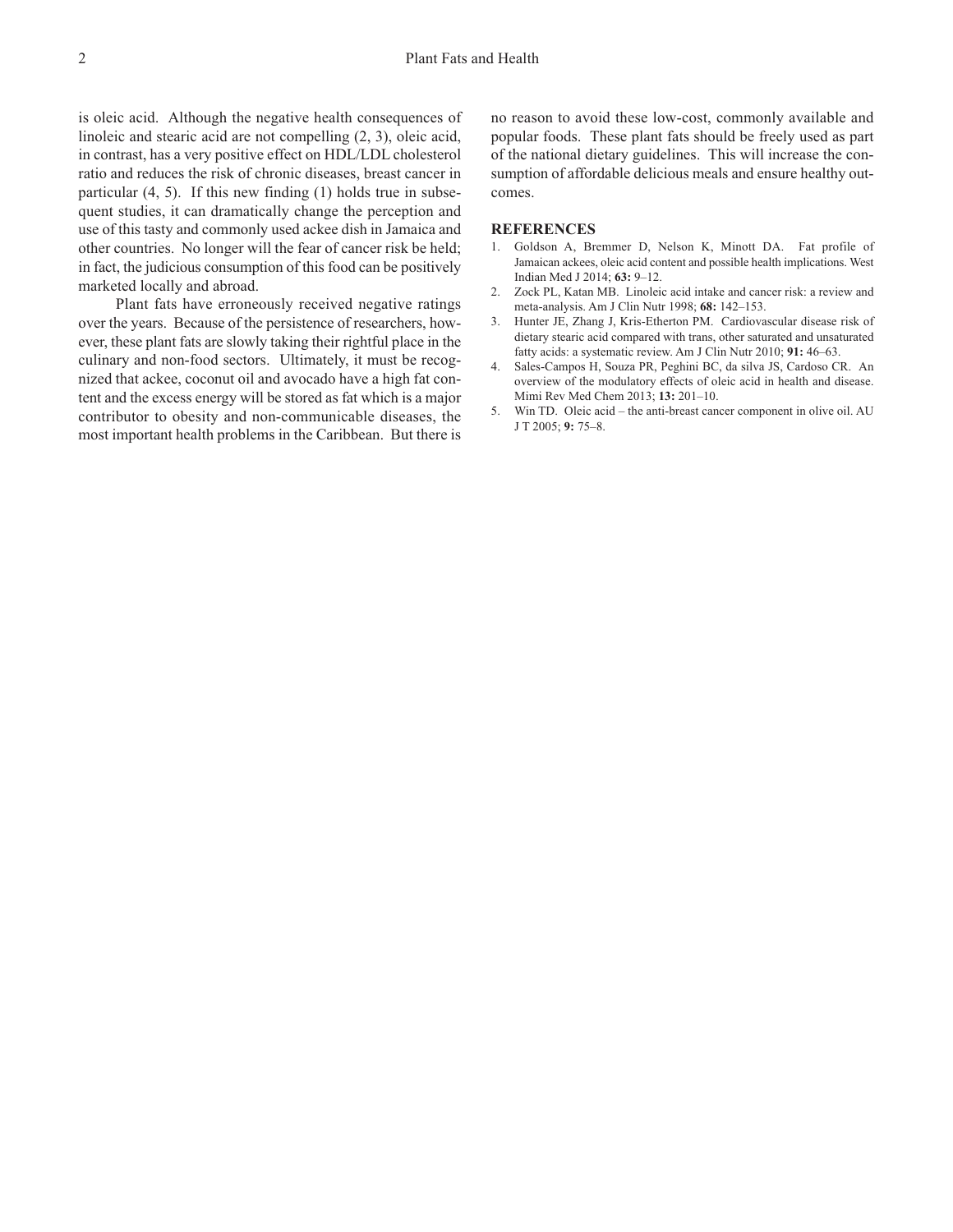is oleic acid. Although the negative health consequences of linoleic and stearic acid are not compelling (2, 3), oleic acid, in contrast, has a very positive effect on HDL/LDL cholesterol ratio and reduces the risk of chronic diseases, breast cancer in particular (4, 5). If this new finding (1) holds true in subsequent studies, it can dramatically change the perception and use of this tasty and commonly used ackee dish in Jamaica and other countries. No longer will the fear of cancer risk be held; in fact, the judicious consumption of this food can be positively marketed locally and abroad.

Plant fats have erroneously received negative ratings over the years. Because of the persistence of researchers, however, these plant fats are slowly taking their rightful place in the culinary and non-food sectors. Ultimately, it must be recognized that ackee, coconut oil and avocado have a high fat content and the excess energy will be stored as fat which is a major contributor to obesity and non-communicable diseases, the most important health problems in the Caribbean. But there is no reason to avoid these low-cost, commonly available and popular foods. These plant fats should be freely used as part of the national dietary guidelines. This will increase the consumption of affordable delicious meals and ensure healthy outcomes.

## REFERENCES

1. Goldson A, Bremmer D, Nelson K, Minott DA. Fat profile of Jamaican ackees, oleic acid content and possible health implications. West Indian Med J 2014; **63:** 9–12.
2. Zock PL, Katan MB. Linoleic acid intake and cancer risk: a review and meta-analysis. Am J Clin Nutr 1998; **68:** 142–153.
3. Hunter JE, Zhang J, Kris-Etherton PM. Cardiovascular disease risk of dietary stearic acid compared with trans, other saturated and unsaturated fatty acids: a systematic review. Am J Clin Nutr 2010; **91:** 46–63.
4. Sales-Campos H, Souza PR, Peghini BC, da silva JS, Cardoso CR. An overview of the modulatory effects of oleic acid in health and disease. Mimi Rev Med Chem 2013; **13:** 201–10.
5. Win TD. Oleic acid – the anti-breast cancer component in olive oil. AU J T 2005; **9:** 75–8.